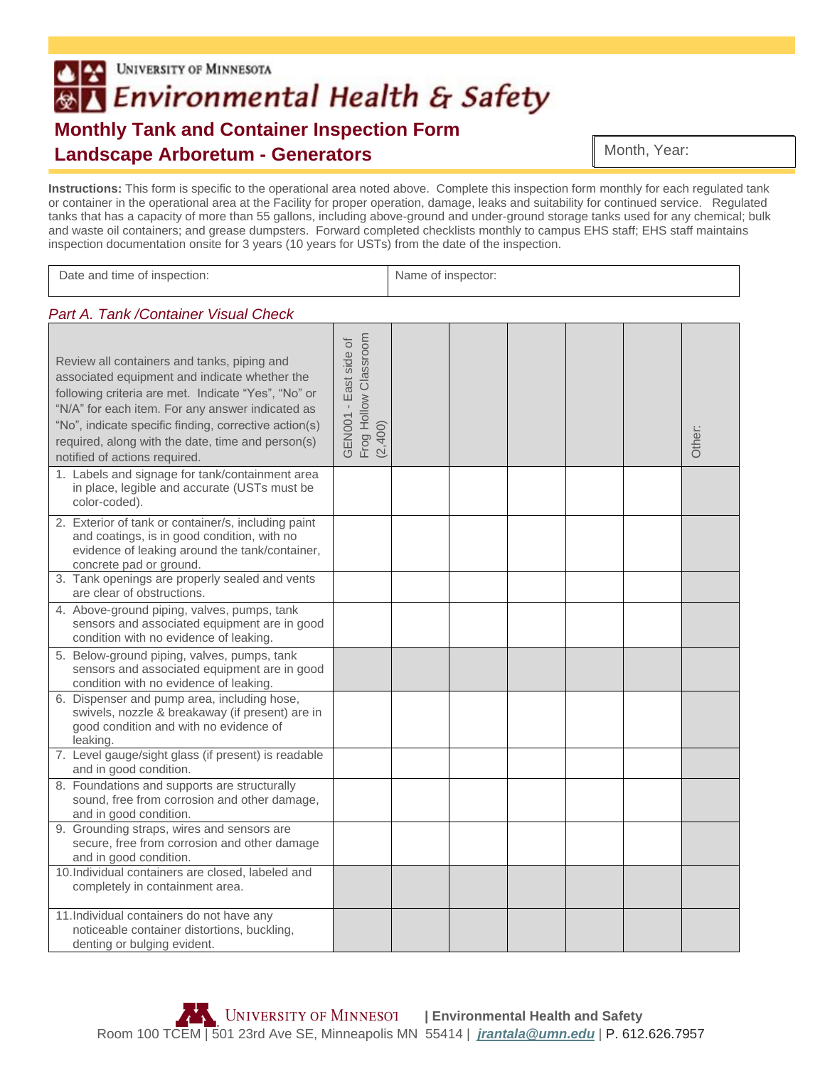UNIVERSITY OF MINNESOTA

# Environmental Health & Safety

## Monthly Tank and Container Inspection Form

## Landscape Arboretum - Generators

| Month, Year: |
|---|

**Instructions:** This form is specific to the operational area noted above. Complete this inspection form monthly for each regulated tank or container in the operational area at the Facility for proper operation, damage, leaks and suitability for continued service. Regulated tanks that has a capacity of more than 55 gallons, including above-ground and under-ground storage tanks used for any chemical; bulk and waste oil containers; and grease dumpsters. Forward completed checklists monthly to campus EHS staff; EHS staff maintains inspection documentation onsite for 3 years (10 years for USTs) from the date of the inspection.

| Date and time of inspection: | Name of inspector: |
|---|---|

*Part A. Tank /Container Visual Check*

| Review all containers and tanks, piping and associated equipment and indicate whether the following criteria are met. Indicate "Yes", "No" or "N/A" for each item. For any answer indicated as "No", indicate specific finding, corrective action(s) required, along with the date, time and person(s) notified of actions required. | GEN001 - East side of Frog Hollow Classroom (2,400) | | | | | | Other: |
|---|---|---|---|---|---|---|---|
| 1. Labels and signage for tank/containment area in place, legible and accurate (USTs must be color-coded). | | | | | | | |
| 2. Exterior of tank or container/s, including paint and coatings, is in good condition, with no evidence of leaking around the tank/container, concrete pad or ground. | | | | | | | |
| 3. Tank openings are properly sealed and vents are clear of obstructions. | | | | | | | |
| 4. Above-ground piping, valves, pumps, tank sensors and associated equipment are in good condition with no evidence of leaking. | | | | | | | |
| 5. Below-ground piping, valves, pumps, tank sensors and associated equipment are in good condition with no evidence of leaking. | | | | | | | |
| 6. Dispenser and pump area, including hose, swivels, nozzle & breakaway (if present) are in good condition and with no evidence of leaking. | | | | | | | |
| 7. Level gauge/sight glass (if present) is readable and in good condition. | | | | | | | |
| 8. Foundations and supports are structurally sound, free from corrosion and other damage, and in good condition. | | | | | | | |
| 9. Grounding straps, wires and sensors are secure, free from corrosion and other damage and in good condition. | | | | | | | |
| 10. Individual containers are closed, labeled and completely in containment area. | | | | | | | |
| 11. Individual containers do not have any noticeable container distortions, buckling, denting or bulging evident. | | | | | | | |

UNIVERSITY OF MINNESOTA | Environmental Health and Safety
Room 100 TCEM | 501 23rd Ave SE, Minneapolis MN 55414 | jrantala@umn.edu | P. 612.626.7957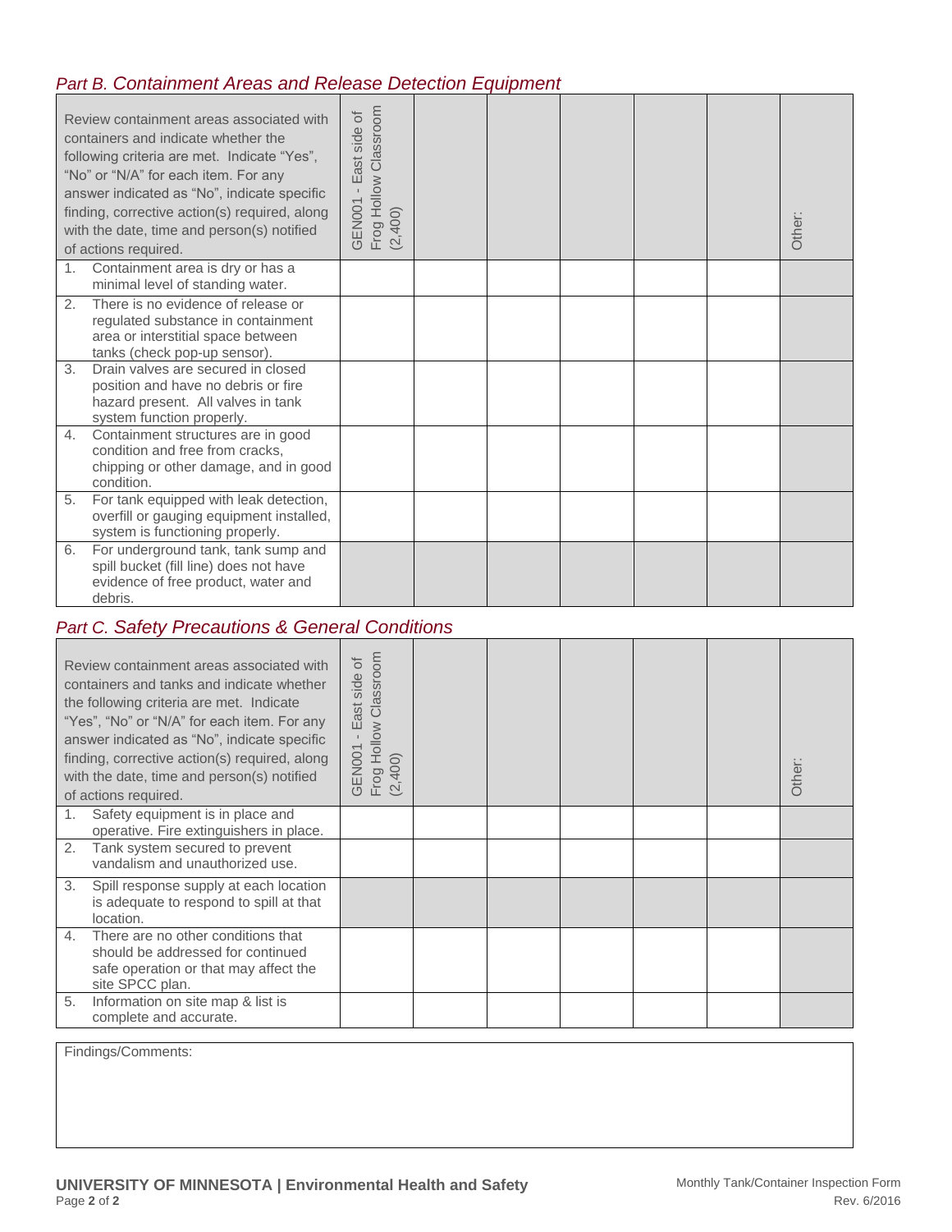## *Part B. Containment Areas and Release Detection Equipment*

| Review containment areas associated with containers and indicate whether the following criteria are met. Indicate "Yes", "No" or "N/A" for each item. For any answer indicated as "No", indicate specific finding, corrective action(s) required, along with the date, time and person(s) notified of actions required. | GEN001 - East side of Frog Hollow Classroom (2,400) | | | | | | Other: |
|---|---|---|---|---|---|---|---|
| 1. Containment area is dry or has a minimal level of standing water. | | | | | | | |
| 2. There is no evidence of release or regulated substance in containment area or interstitial space between tanks (check pop-up sensor). | | | | | | | |
| 3. Drain valves are secured in closed position and have no debris or fire hazard present. All valves in tank system function properly. | | | | | | | |
| 4. Containment structures are in good condition and free from cracks, chipping or other damage, and in good condition. | | | | | | | |
| 5. For tank equipped with leak detection, overfill or gauging equipment installed, system is functioning properly. | | | | | | | |
| 6. For underground tank, tank sump and spill bucket (fill line) does not have evidence of free product, water and debris. | | | | | | | |

## *Part C. Safety Precautions & General Conditions*

| Review containment areas associated with containers and tanks and indicate whether the following criteria are met. Indicate "Yes", "No" or "N/A" for each item. For any answer indicated as "No", indicate specific finding, corrective action(s) required, along with the date, time and person(s) notified of actions required. | GEN001 - East side of Frog Hollow Classroom (2,400) | | | | | | Other: |
|---|---|---|---|---|---|---|---|
| 1. Safety equipment is in place and operative. Fire extinguishers in place. | | | | | | | |
| 2. Tank system secured to prevent vandalism and unauthorized use. | | | | | | | |
| 3. Spill response supply at each location is adequate to respond to spill at that location. | | | | | | | |
| 4. There are no other conditions that should be addressed for continued safe operation or that may affect the site SPCC plan. | | | | | | | |
| 5. Information on site map & list is complete and accurate. | | | | | | | |

Findings/Comments:

**UNIVERSITY OF MINNESOTA | Environmental Health and Safety**

Monthly Tank/Container Inspection Form

Rev. 6/2016